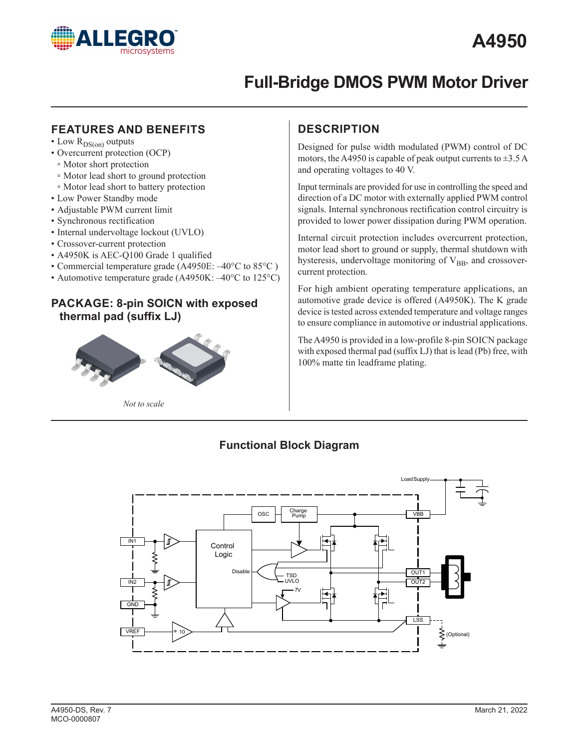# A4950

## Full-Bridge DMOS PWM Motor Driver

### FEATURES AND BENEFITS

- Low $R_{DS(on)}$ outputs
- Overcurrent protection (OCP)
  - Motor short protection
  - Motor lead short to ground protection
  - Motor lead short to battery protection
- Low Power Standby mode
- Adjustable PWM current limit
- Synchronous rectification
- Internal undervoltage lockout (UVLO)
- Crossover-current protection
- A4950K is AEC-Q100 Grade 1 qualified
- Commercial temperature grade (A4950E: –40°C to 85°C )
- Automotive temperature grade (A4950K: –40°C to 125°C)

### PACKAGE: 8-pin SOICN with exposed thermal pad (suffix LJ)

*Not to scale*

### DESCRIPTION

Designed for pulse width modulated (PWM) control of DC motors, the A4950 is capable of peak output currents to ±3.5 A and operating voltages to 40 V.

Input terminals are provided for use in controlling the speed and direction of a DC motor with externally applied PWM control signals. Internal synchronous rectification control circuitry is provided to lower power dissipation during PWM operation.

Internal circuit protection includes overcurrent protection, motor lead short to ground or supply, thermal shutdown with hysteresis, undervoltage monitoring of $V_{BB}$, and crossover-current protection.

For high ambient operating temperature applications, an automotive grade device is offered (A4950K). The K grade device is tested across extended temperature and voltage ranges to ensure compliance in automotive or industrial applications.

The A4950 is provided in a low-profile 8-pin SOICN package with exposed thermal pad (suffix LJ) that is lead (Pb) free, with 100% matte tin leadframe plating.

### Functional Block Diagram

A4950-DS, Rev. 7
MCO-0000807

March 21, 2022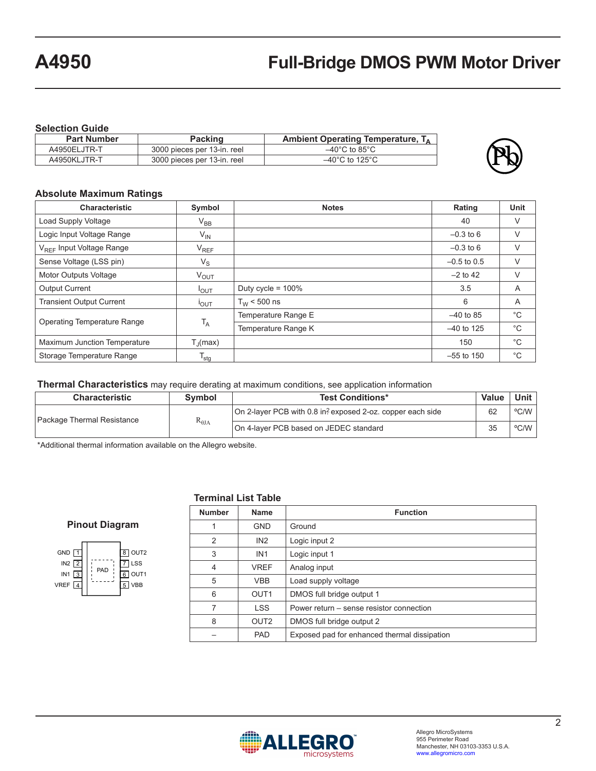## Selection Guide

| Part Number | Packing | Ambient Operating Temperature, $T_A$ |
|---|---|---|
| A4950ELJTR-T | 3000 pieces per 13-in. reel | –40°C to 85°C |
| A4950KLJTR-T | 3000 pieces per 13-in. reel | –40°C to 125°C |

## Absolute Maximum Ratings

| Characteristic | Symbol | Notes | Rating | Unit |
|---|---|---|---|---|
| Load Supply Voltage | $V_{BB}$ | | 40 | V |
| Logic Input Voltage Range | $V_{IN}$ | | –0.3 to 6 | V |
| $V_{REF}$ Input Voltage Range | $V_{REF}$ | | –0.3 to 6 | V |
| Sense Voltage (LSS pin) | $V_S$ | | –0.5 to 0.5 | V |
| Motor Outputs Voltage | $V_{OUT}$ | | –2 to 42 | V |
| Output Current | $I_{OUT}$ | Duty cycle = 100% | 3.5 | A |
| Transient Output Current | $i_{OUT}$ | $T_W$ < 500 ns | 6 | A |
| Operating Temperature Range | $T_A$ | Temperature Range E | –40 to 85 | °C |
| | | Temperature Range K | –40 to 125 | °C |
| Maximum Junction Temperature | $T_J$(max) | | 150 | °C |
| Storage Temperature Range | $T_{stg}$ | | –55 to 150 | °C |

## Thermal Characteristics may require derating at maximum conditions, see application information

| Characteristic | Symbol | Test Conditions* | Value | Unit |
|---|---|---|---|---|
| Package Thermal Resistance | $R_{\theta JA}$ | On 2-layer PCB with 0.8 in$^2$ exposed 2-oz. copper each side | 62 | ºC/W |
| | | On 4-layer PCB based on JEDEC standard | 35 | ºC/W |

*Additional thermal information available on the Allegro website.

## Pinout Diagram

GND 1, IN2 2, IN1 3, VREF 4, PAD, 8 OUT2, 7 LSS, 6 OUT1, 5 VBB

## Terminal List Table

| Number | Name | Function |
|---|---|---|
| 1 | GND | Ground |
| 2 | IN2 | Logic input 2 |
| 3 | IN1 | Logic input 1 |
| 4 | VREF | Analog input |
| 5 | VBB | Load supply voltage |
| 6 | OUT1 | DMOS full bridge output 1 |
| 7 | LSS | Power return – sense resistor connection |
| 8 | OUT2 | DMOS full bridge output 2 |
| – | PAD | Exposed pad for enhanced thermal dissipation |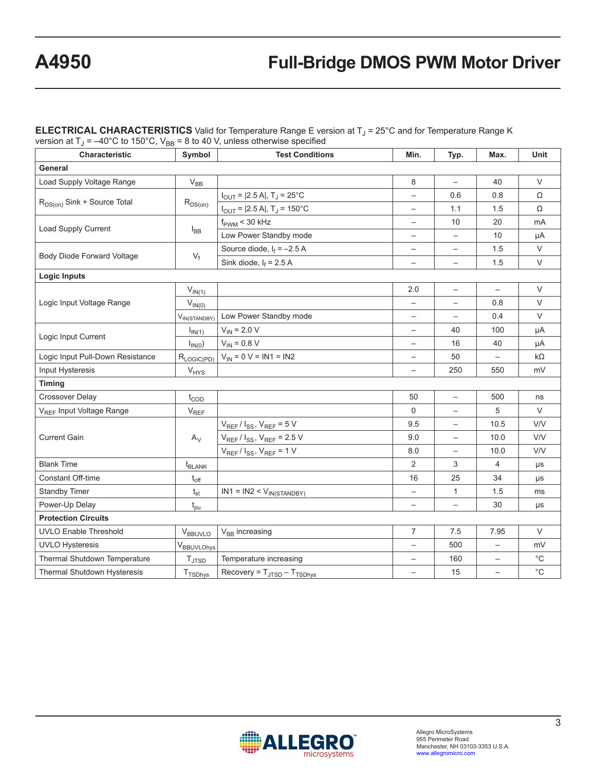**ELECTRICAL CHARACTERISTICS** Valid for Temperature Range E version at $T_J$ = 25°C and for Temperature Range K version at $T_J$ = –40°C to 150°C, $V_{BB}$ = 8 to 40 V, unless otherwise specified

| Characteristic | Symbol | Test Conditions | Min. | Typ. | Max. | Unit |
|---|---|---|---|---|---|---|
| **General** | | | | | | |
| Load Supply Voltage Range | $V_{BB}$ | | 8 | – | 40 | V |
| $R_{DS(on)}$ Sink + Source Total | $R_{DS(on)}$ | $I_{OUT}$ = \|2.5 A\|, $T_J$ = 25°C | – | 0.6 | 0.8 | Ω |
| | | $I_{OUT}$ = \|2.5 A\|, $T_J$ = 150°C | – | 1.1 | 1.5 | Ω |
| Load Supply Current | $I_{BB}$ | $f_{PWM}$ < 30 kHz | – | 10 | 20 | mA |
| | | Low Power Standby mode | – | – | 10 | μA |
| Body Diode Forward Voltage | $V_f$ | Source diode, $I_f$ = –2.5 A | – | – | 1.5 | V |
| | | Sink diode, $I_f$ = 2.5 A | – | – | 1.5 | V |
| **Logic Inputs** | | | | | | |
| Logic Input Voltage Range | $V_{IN(1)}$ | | 2.0 | – | – | V |
| | $V_{IN(0)}$ | | – | – | 0.8 | V |
| | $V_{IN(STANDBY)}$ | Low Power Standby mode | – | – | 0.4 | V |
| Logic Input Current | $I_{IN(1)}$ | $V_{IN}$ = 2.0 V | – | 40 | 100 | μA |
| | $I_{IN(0)}$ | $V_{IN}$ = 0.8 V | – | 16 | 40 | μA |
| Logic Input Pull-Down Resistance | $R_{LOGIC(PD)}$ | $V_{IN}$ = 0 V = IN1 = IN2 | – | 50 | – | kΩ |
| Input Hysteresis | $V_{HYS}$ | | – | 250 | 550 | mV |
| **Timing** | | | | | | |
| Crossover Delay | $t_{COD}$ | | 50 | – | 500 | ns |
| $V_{REF}$ Input Voltage Range | $V_{REF}$ | | 0 | – | 5 | V |
| Current Gain | $A_V$ | $V_{REF}$ / $I_{SS}$, $V_{REF}$ = 5 V | 9.5 | – | 10.5 | V/V |
| | | $V_{REF}$ / $I_{SS}$, $V_{REF}$ = 2.5 V | 9.0 | – | 10.0 | V/V |
| | | $V_{REF}$ / $I_{SS}$, $V_{REF}$ = 1 V | 8.0 | – | 10.0 | V/V |
| Blank Time | $t_{BLANK}$ | | 2 | 3 | 4 | μs |
| Constant Off-time | $t_{off}$ | | 16 | 25 | 34 | μs |
| Standby Timer | $t_{st}$ | IN1 = IN2 < $V_{IN(STANDBY)}$ | – | 1 | 1.5 | ms |
| Power-Up Delay | $t_{pu}$ | | – | – | 30 | μs |
| **Protection Circuits** | | | | | | |
| UVLO Enable Threshold | $V_{BBUVLO}$ | $V_{BB}$ increasing | 7 | 7.5 | 7.95 | V |
| UVLO Hysteresis | $V_{BBUVLOhys}$ | | – | 500 | – | mV |
| Thermal Shutdown Temperature | $T_{JTSD}$ | Temperature increasing | – | 160 | – | °C |
| Thermal Shutdown Hysteresis | $T_{TSDhys}$ | Recovery = $T_{JTSD}$ – $T_{TSDhys}$ | – | 15 | – | °C |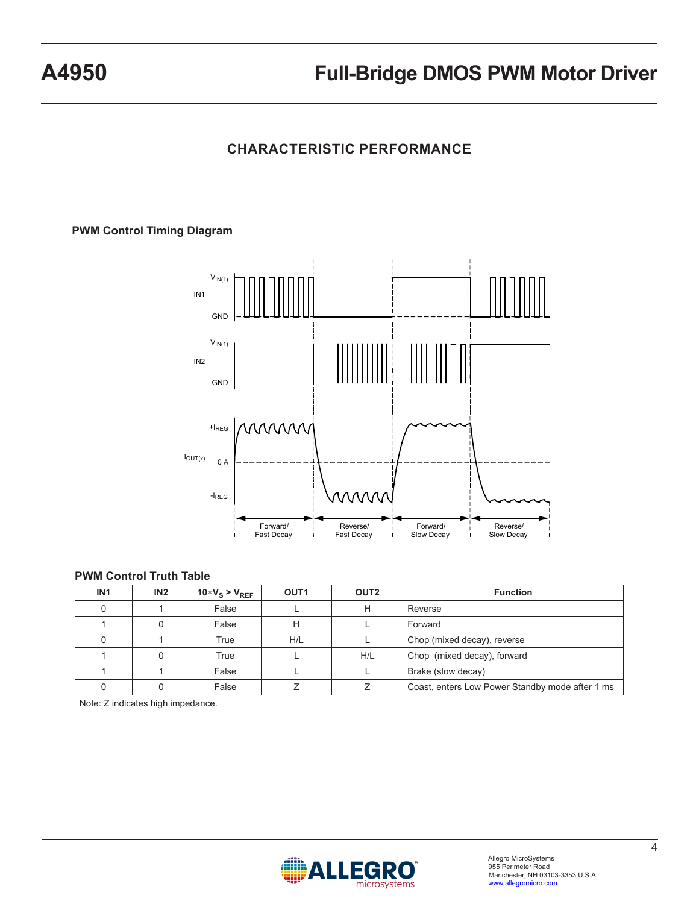## CHARACTERISTIC PERFORMANCE

### PWM Control Timing Diagram

### PWM Control Truth Table

| IN1 | IN2 | $10 \times V_S > V_{REF}$ | OUT1 | OUT2 | Function |
|---|---|---|---|---|---|
| 0 | 1 | False | L | H | Reverse |
| 1 | 0 | False | H | L | Forward |
| 0 | 1 | True | H/L | L | Chop (mixed decay), reverse |
| 1 | 0 | True | L | H/L | Chop (mixed decay), forward |
| 1 | 1 | False | L | L | Brake (slow decay) |
| 0 | 0 | False | Z | Z | Coast, enters Low Power Standby mode after 1 ms |

Note: Z indicates high impedance.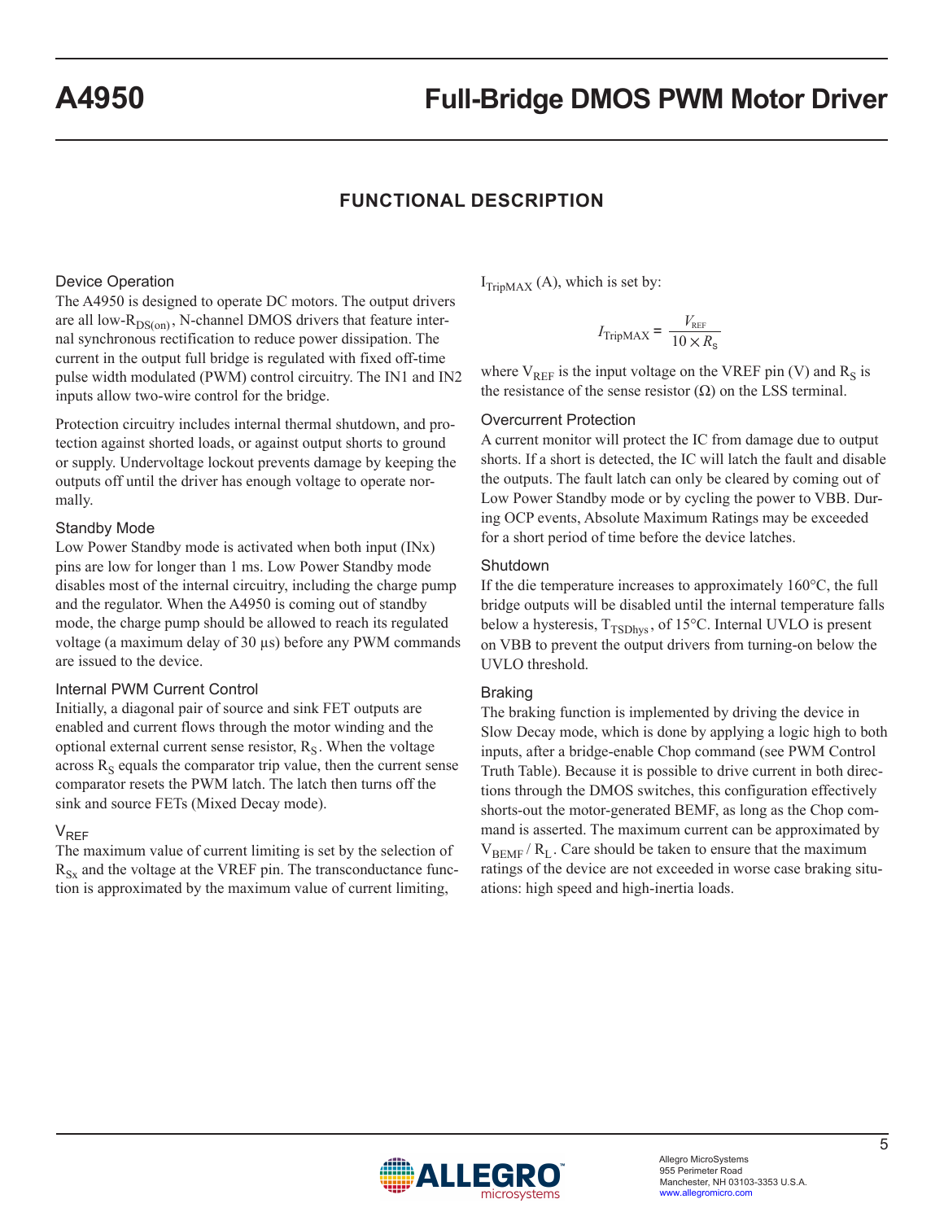## FUNCTIONAL DESCRIPTION

### Device Operation

The A4950 is designed to operate DC motors. The output drivers are all low-$R_{DS(on)}$, N-channel DMOS drivers that feature internal synchronous rectification to reduce power dissipation. The current in the output full bridge is regulated with fixed off-time pulse width modulated (PWM) control circuitry. The IN1 and IN2 inputs allow two-wire control for the bridge.

Protection circuitry includes internal thermal shutdown, and protection against shorted loads, or against output shorts to ground or supply. Undervoltage lockout prevents damage by keeping the outputs off until the driver has enough voltage to operate normally.

### Standby Mode

Low Power Standby mode is activated when both input (INx) pins are low for longer than 1 ms. Low Power Standby mode disables most of the internal circuitry, including the charge pump and the regulator. When the A4950 is coming out of standby mode, the charge pump should be allowed to reach its regulated voltage (a maximum delay of 30 µs) before any PWM commands are issued to the device.

### Internal PWM Current Control

Initially, a diagonal pair of source and sink FET outputs are enabled and current flows through the motor winding and the optional external current sense resistor, $R_S$. When the voltage across $R_S$ equals the comparator trip value, then the current sense comparator resets the PWM latch. The latch then turns off the sink and source FETs (Mixed Decay mode).

### $V_{REF}$

The maximum value of current limiting is set by the selection of $R_{Sx}$ and the voltage at the VREF pin. The transconductance function is approximated by the maximum value of current limiting, $I_{TripMAX}$ (A), which is set by:

$$I_{TripMAX} = \frac{V_{REF}}{10 \times R_S}$$

where $V_{REF}$ is the input voltage on the VREF pin (V) and $R_S$ is the resistance of the sense resistor (Ω) on the LSS terminal.

### Overcurrent Protection

A current monitor will protect the IC from damage due to output shorts. If a short is detected, the IC will latch the fault and disable the outputs. The fault latch can only be cleared by coming out of Low Power Standby mode or by cycling the power to VBB. During OCP events, Absolute Maximum Ratings may be exceeded for a short period of time before the device latches.

### Shutdown

If the die temperature increases to approximately 160°C, the full bridge outputs will be disabled until the internal temperature falls below a hysteresis, $T_{TSDhys}$, of 15°C. Internal UVLO is present on VBB to prevent the output drivers from turning-on below the UVLO threshold.

### Braking

The braking function is implemented by driving the device in Slow Decay mode, which is done by applying a logic high to both inputs, after a bridge-enable Chop command (see PWM Control Truth Table). Because it is possible to drive current in both directions through the DMOS switches, this configuration effectively shorts-out the motor-generated BEMF, as long as the Chop command is asserted. The maximum current can be approximated by $V_{BEMF} / R_L$. Care should be taken to ensure that the maximum ratings of the device are not exceeded in worse case braking situations: high speed and high-inertia loads.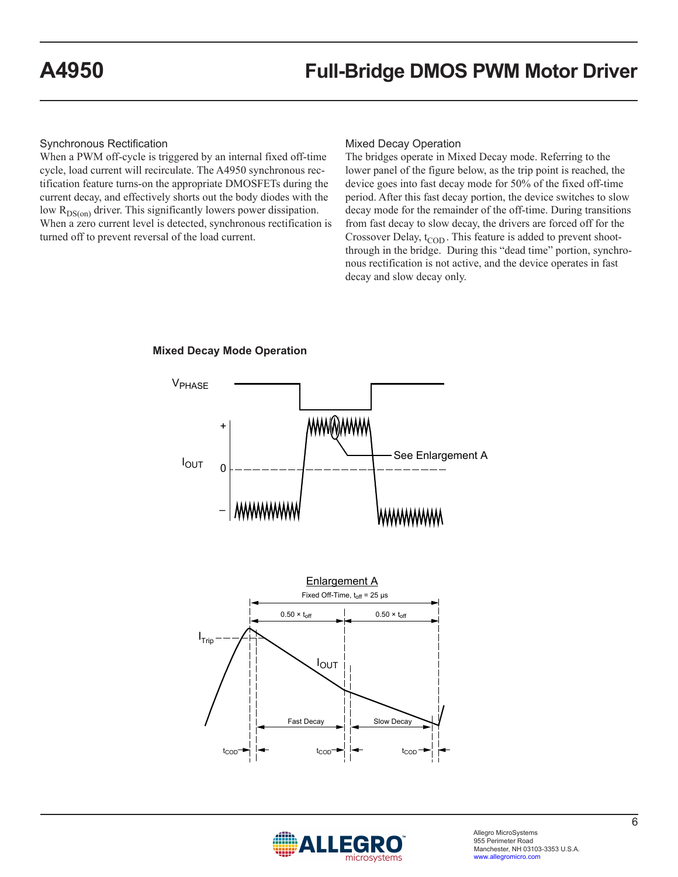### Synchronous Rectification

When a PWM off-cycle is triggered by an internal fixed off-time cycle, load current will recirculate. The A4950 synchronous rectification feature turns-on the appropriate DMOSFETs during the current decay, and effectively shorts out the body diodes with the low $R_{DS(on)}$ driver. This significantly lowers power dissipation. When a zero current level is detected, synchronous rectification is turned off to prevent reversal of the load current.

### Mixed Decay Operation

The bridges operate in Mixed Decay mode. Referring to the lower panel of the figure below, as the trip point is reached, the device goes into fast decay mode for 50% of the fixed off-time period. After this fast decay portion, the device switches to slow decay mode for the remainder of the off-time. During transitions from fast decay to slow decay, the drivers are forced off for the Crossover Delay, $t_{COD}$. This feature is added to prevent shoot-through in the bridge. During this "dead time" portion, synchronous rectification is not active, and the device operates in fast decay and slow decay only.

**Mixed Decay Mode Operation**

$V_{PHASE}$

$I_{OUT}$ + 0 –

See Enlargement A

Enlargement A

Fixed Off-Time, $t_{off}$ = 25 μs

$0.50 \times t_{off}$ $0.50 \times t_{off}$

$I_{Trip}$

$I_{OUT}$

Fast Decay Slow Decay

$t_{COD}$ $t_{COD}$ $t_{COD}$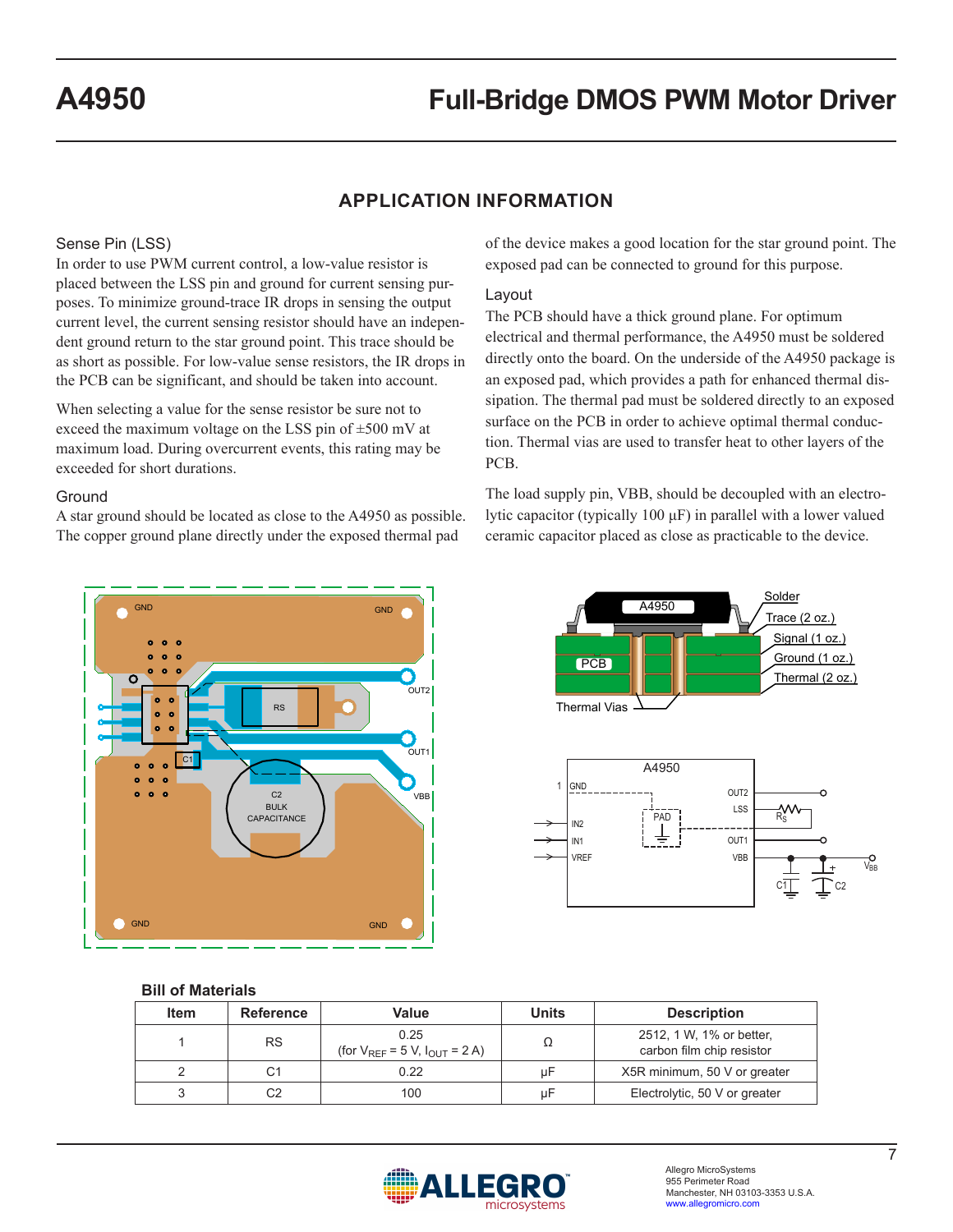## APPLICATION INFORMATION

### Sense Pin (LSS)

In order to use PWM current control, a low-value resistor is placed between the LSS pin and ground for current sensing purposes. To minimize ground-trace IR drops in sensing the output current level, the current sensing resistor should have an independent ground return to the star ground point. This trace should be as short as possible. For low-value sense resistors, the IR drops in the PCB can be significant, and should be taken into account.

When selecting a value for the sense resistor be sure not to exceed the maximum voltage on the LSS pin of ±500 mV at maximum load. During overcurrent events, this rating may be exceeded for short durations.

### Ground

A star ground should be located as close to the A4950 as possible. The copper ground plane directly under the exposed thermal pad of the device makes a good location for the star ground point. The exposed pad can be connected to ground for this purpose.

### Layout

The PCB should have a thick ground plane. For optimum electrical and thermal performance, the A4950 must be soldered directly onto the board. On the underside of the A4950 package is an exposed pad, which provides a path for enhanced thermal dissipation. The thermal pad must be soldered directly to an exposed surface on the PCB in order to achieve optimal thermal conduction. Thermal vias are used to transfer heat to other layers of the PCB.

The load supply pin, VBB, should be decoupled with an electrolytic capacitor (typically 100 µF) in parallel with a lower valued ceramic capacitor placed as close as practicable to the device.

### Bill of Materials

| Item | Reference | Value | Units | Description |
|---|---|---|---|---|
| 1 | RS | 0.25 (for $V_{REF}$ = 5 V, $I_{OUT}$ = 2 A) | Ω | 2512, 1 W, 1% or better, carbon film chip resistor |
| 2 | C1 | 0.22 | µF | X5R minimum, 50 V or greater |
| 3 | C2 | 100 | µF | Electrolytic, 50 V or greater |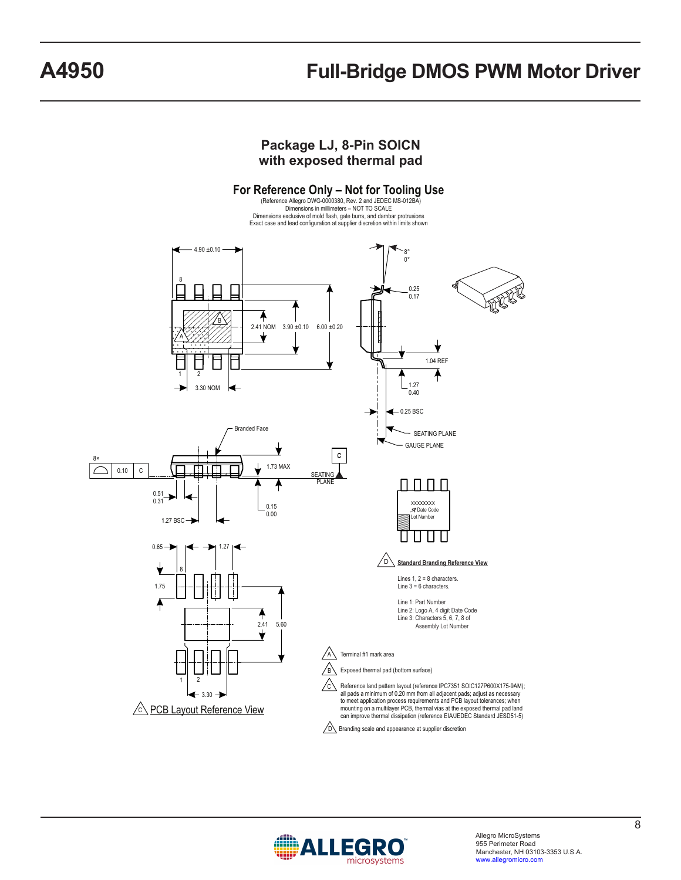## Package LJ, 8-Pin SOICN with exposed thermal pad

### For Reference Only – Not for Tooling Use

(Reference Allegro DWG-0000380, Rev. 2 and JEDEC MS-012BA)
Dimensions in millimeters – NOT TO SCALE
Dimensions exclusive of mold flash, gate burrs, and dambar protrusions
Exact case and lead configuration at supplier discretion within limits shown

4.90 ±0.10
8
B
A
2.41 NOM
3.90 ±0.10
6.00 ±0.20
1
2
3.30 NOM

8°
0°
0.25
0.17
1.04 REF
1.27
0.40
0.25 BSC
SEATING PLANE
GAUGE PLANE

Branded Face
8×
0.10 C
C
1.73 MAX
SEATING PLANE
0.51
0.31
0.15
0.00
1.27 BSC

0.65
1.27
8
1.75
2.41
5.60
1
2
3.30

C PCB Layout Reference View

XXXXXXXX
Date Code
Lot Number

D **Standard Branding Reference View**

Lines 1, 2 = 8 characters.
Line 3 = 6 characters.

Line 1: Part Number
Line 2: Logo A, 4 digit Date Code
Line 3: Characters 5, 6, 7, 8 of
Assembly Lot Number

A Terminal #1 mark area

B Exposed thermal pad (bottom surface)

C Reference land pattern layout (reference IPC7351 SOIC127P600X175-9AM); all pads a minimum of 0.20 mm from all adjacent pads; adjust as necessary to meet application process requirements and PCB layout tolerances; when mounting on a multilayer PCB, thermal vias at the exposed thermal pad land can improve thermal dissipation (reference EIA/JEDEC Standard JESD51-5)

D Branding scale and appearance at supplier discretion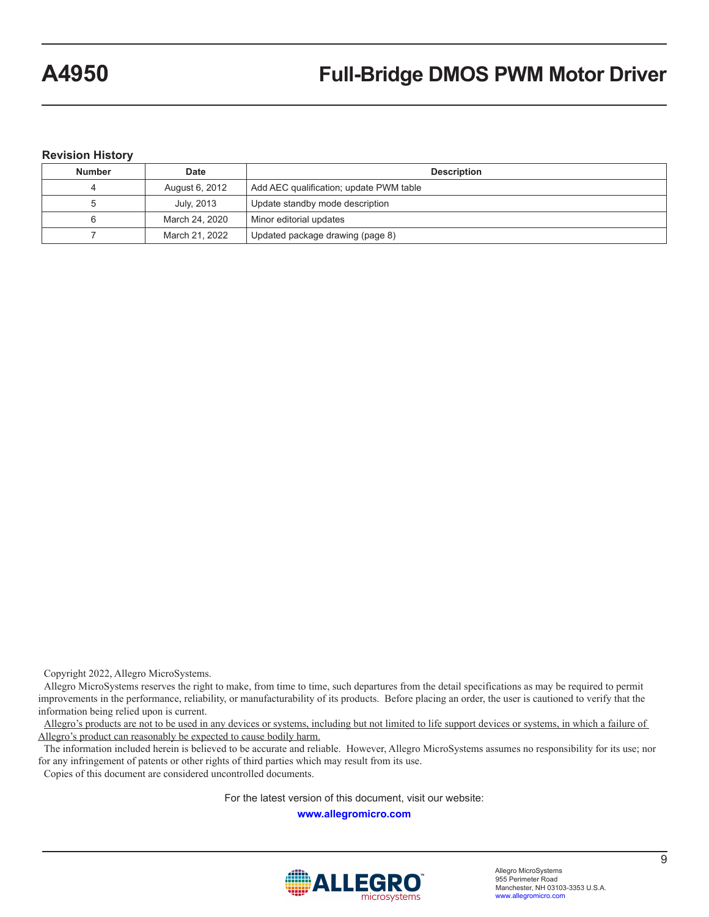### Revision History

| Number | Date | Description |
|---|---|---|
| 4 | August 6, 2012 | Add AEC qualification; update PWM table |
| 5 | July, 2013 | Update standby mode description |
| 6 | March 24, 2020 | Minor editorial updates |
| 7 | March 21, 2022 | Updated package drawing (page 8) |

Copyright 2022, Allegro MicroSystems.

Allegro MicroSystems reserves the right to make, from time to time, such departures from the detail specifications as may be required to permit improvements in the performance, reliability, or manufacturability of its products. Before placing an order, the user is cautioned to verify that the information being relied upon is current.

Allegro's products are not to be used in any devices or systems, including but not limited to life support devices or systems, in which a failure of Allegro's product can reasonably be expected to cause bodily harm.

The information included herein is believed to be accurate and reliable. However, Allegro MicroSystems assumes no responsibility for its use; nor for any infringement of patents or other rights of third parties which may result from its use.

Copies of this document are considered uncontrolled documents.

For the latest version of this document, visit our website:

**www.allegromicro.com**